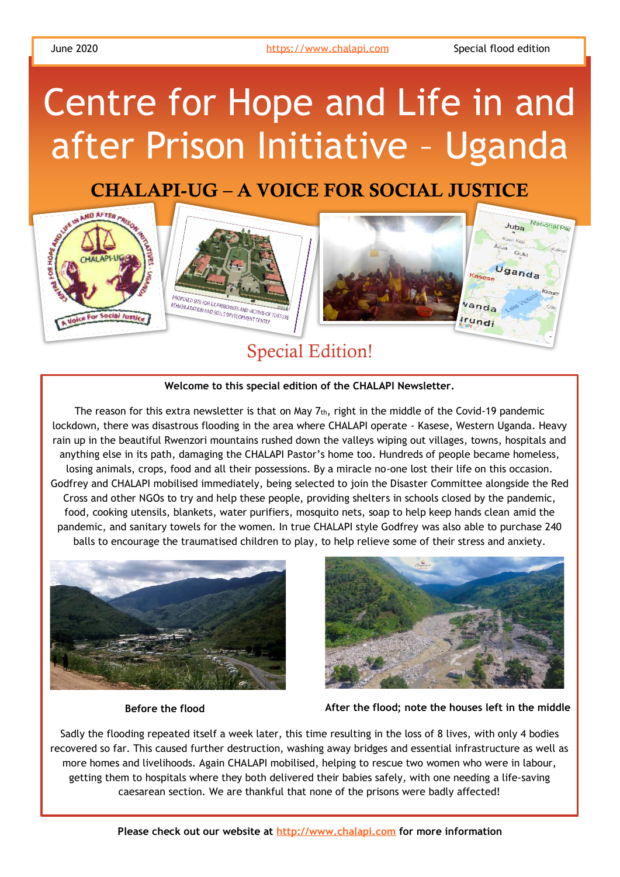June 2020 https://www.chalapi.com Special flood edition

# Centre for Hope and Life in and after Prison Initiative – Uganda

## CHALAPI-UG – A VOICE FOR SOCIAL JUSTICE

## Special Edition!

**Welcome to this special edition of the CHALAPI Newsletter.**

The reason for this extra newsletter is that on May 7th, right in the middle of the Covid-19 pandemic lockdown, there was disastrous flooding in the area where CHALAPI operate - Kasese, Western Uganda. Heavy rain up in the beautiful Rwenzori mountains rushed down the valleys wiping out villages, towns, hospitals and anything else in its path, damaging the CHALAPI Pastor's home too. Hundreds of people became homeless, losing animals, crops, food and all their possessions. By a miracle no-one lost their life on this occasion. Godfrey and CHALAPI mobilised immediately, being selected to join the Disaster Committee alongside the Red Cross and other NGOs to try and help these people, providing shelters in schools closed by the pandemic, food, cooking utensils, blankets, water purifiers, mosquito nets, soap to help keep hands clean amid the pandemic, and sanitary towels for the women. In true CHALAPI style Godfrey was also able to purchase 240 balls to encourage the traumatised children to play, to help relieve some of their stress and anxiety.

**Before the flood**

**After the flood; note the houses left in the middle**

Sadly the flooding repeated itself a week later, this time resulting in the loss of 8 lives, with only 4 bodies recovered so far. This caused further destruction, washing away bridges and essential infrastructure as well as more homes and livelihoods. Again CHALAPI mobilised, helping to rescue two women who were in labour, getting them to hospitals where they both delivered their babies safely, with one needing a life-saving caesarean section. We are thankful that none of the prisons were badly affected!

**Please check out our website at http://www.chalapi.com for more information**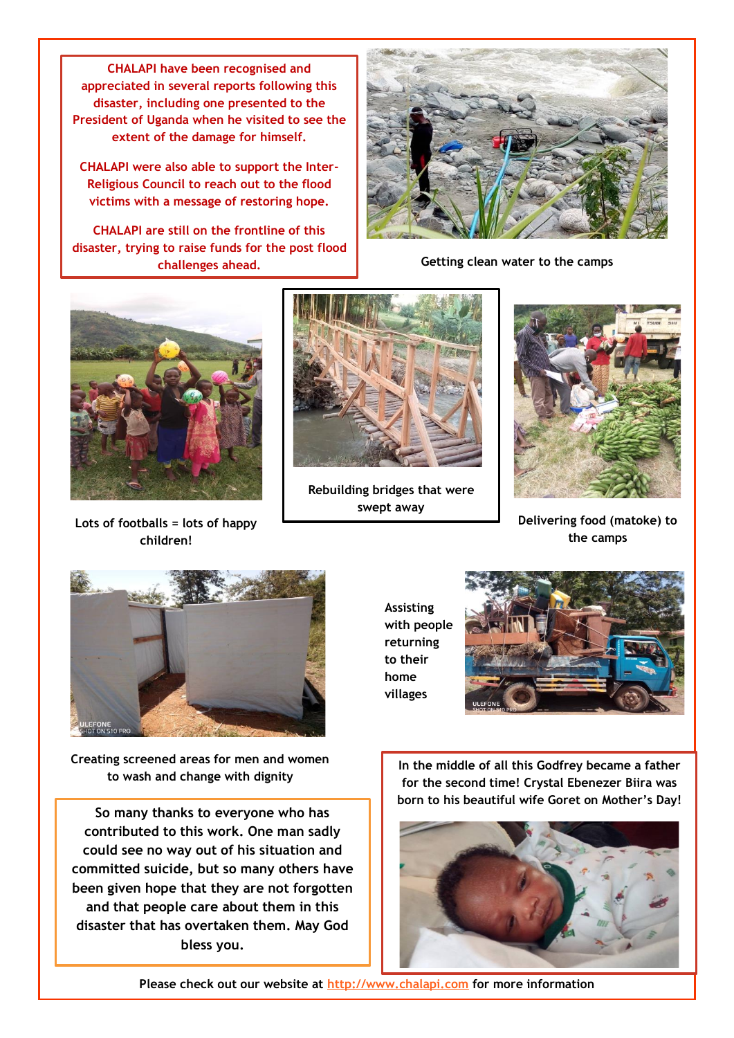CHALAPI have been recognised and appreciated in several reports following this disaster, including one presented to the President of Uganda when he visited to see the extent of the damage for himself.

CHALAPI were also able to support the Inter-Religious Council to reach out to the flood victims with a message of restoring hope.

CHALAPI are still on the frontline of this disaster, trying to raise funds for the post flood challenges ahead.

Getting clean water to the camps

Lots of footballs = lots of happy children!

Rebuilding bridges that were swept away

Delivering food (matoke) to the camps

Creating screened areas for men and women to wash and change with dignity

Assisting with people returning to their home villages

So many thanks to everyone who has contributed to this work. One man sadly could see no way out of his situation and committed suicide, but so many others have been given hope that they are not forgotten and that people care about them in this disaster that has overtaken them. May God bless you.

In the middle of all this Godfrey became a father for the second time! Crystal Ebenezer Biira was born to his beautiful wife Goret on Mother's Day!

Please check out our website at [http://www.chalapi.com](http://www.chalapi.com) for more information